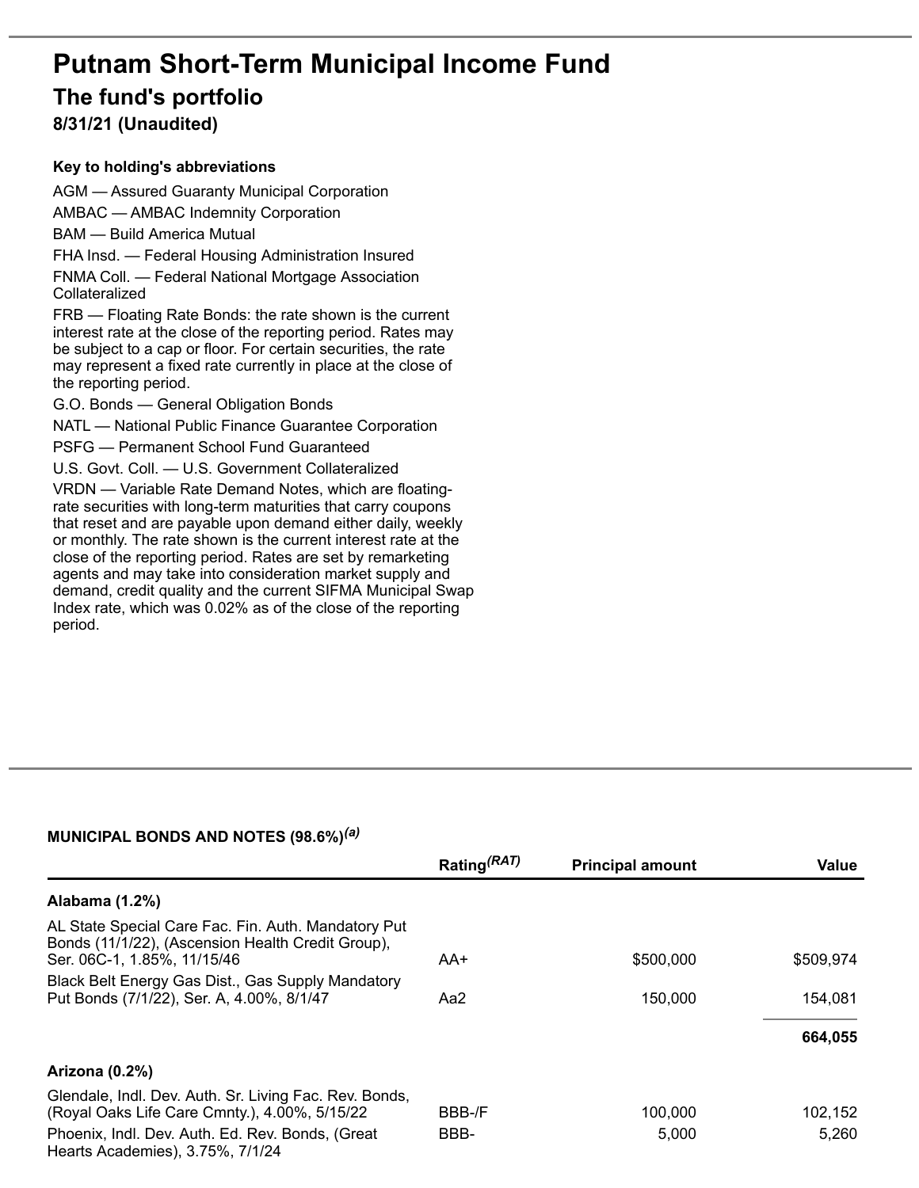# Putnam Short-Term Municipal Income Fund

## The fund's portfolio

### 8/31/21 (Unaudited)

**Key to holding's abbreviations**

AGM — Assured Guaranty Municipal Corporation

AMBAC — AMBAC Indemnity Corporation

BAM — Build America Mutual

FHA Insd. — Federal Housing Administration Insured

FNMA Coll. — Federal National Mortgage Association Collateralized

FRB — Floating Rate Bonds: the rate shown is the current interest rate at the close of the reporting period. Rates may be subject to a cap or floor. For certain securities, the rate may represent a fixed rate currently in place at the close of the reporting period.

G.O. Bonds — General Obligation Bonds

NATL — National Public Finance Guarantee Corporation

PSFG — Permanent School Fund Guaranteed

U.S. Govt. Coll. — U.S. Government Collateralized

VRDN — Variable Rate Demand Notes, which are floating-rate securities with long-term maturities that carry coupons that reset and are payable upon demand either daily, weekly or monthly. The rate shown is the current interest rate at the close of the reporting period. Rates are set by remarketing agents and may take into consideration market supply and demand, credit quality and the current SIFMA Municipal Swap Index rate, which was 0.02% as of the close of the reporting period.

**MUNICIPAL BONDS AND NOTES (98.6%)** *(a)*

| | Rating *(RAT)* | Principal amount | Value |
|---|---|---|---|
| **Alabama (1.2%)** | | | |
| AL State Special Care Fac. Fin. Auth. Mandatory Put Bonds (11/1/22), (Ascension Health Credit Group), Ser. 06C-1, 1.85%, 11/15/46 | AA+ | $500,000 | $509,974 |
| Black Belt Energy Gas Dist., Gas Supply Mandatory Put Bonds (7/1/22), Ser. A, 4.00%, 8/1/47 | Aa2 | 150,000 | 154,081 |
| | | | **664,055** |
| **Arizona (0.2%)** | | | |
| Glendale, Indl. Dev. Auth. Sr. Living Fac. Rev. Bonds, (Royal Oaks Life Care Cmnty.), 4.00%, 5/15/22 | BBB-/F | 100,000 | 102,152 |
| Phoenix, Indl. Dev. Auth. Ed. Rev. Bonds, (Great Hearts Academies), 3.75%, 7/1/24 | BBB- | 5,000 | 5,260 |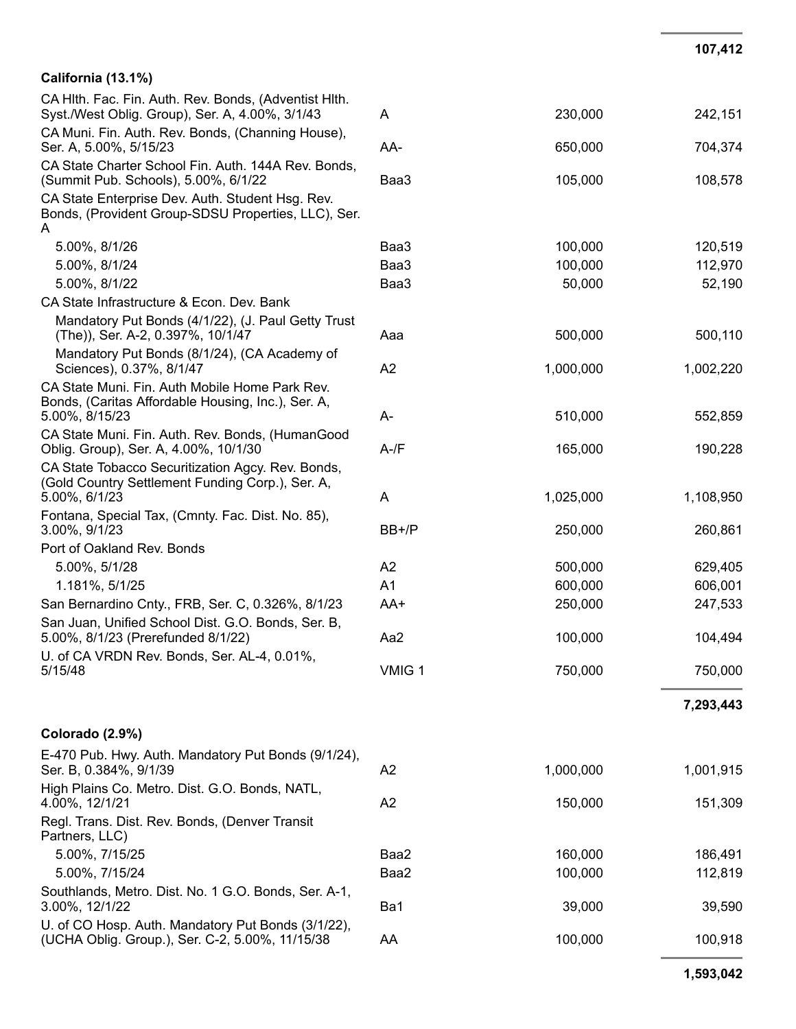| | | | |
|---|---|---|---|
| | | | **107,412** |
| **California (13.1%)** | | | |
| CA Hlth. Fac. Fin. Auth. Rev. Bonds, (Adventist Hlth. Syst./West Oblig. Group), Ser. A, 4.00%, 3/1/43 | A | 230,000 | 242,151 |
| CA Muni. Fin. Auth. Rev. Bonds, (Channing House), Ser. A, 5.00%, 5/15/23 | AA- | 650,000 | 704,374 |
| CA State Charter School Fin. Auth. 144A Rev. Bonds, (Summit Pub. Schools), 5.00%, 6/1/22 | Baa3 | 105,000 | 108,578 |
| CA State Enterprise Dev. Auth. Student Hsg. Rev. Bonds, (Provident Group-SDSU Properties, LLC), Ser. A | | | |
| 5.00%, 8/1/26 | Baa3 | 100,000 | 120,519 |
| 5.00%, 8/1/24 | Baa3 | 100,000 | 112,970 |
| 5.00%, 8/1/22 | Baa3 | 50,000 | 52,190 |
| CA State Infrastructure & Econ. Dev. Bank | | | |
| Mandatory Put Bonds (4/1/22), (J. Paul Getty Trust (The)), Ser. A-2, 0.397%, 10/1/47 | Aaa | 500,000 | 500,110 |
| Mandatory Put Bonds (8/1/24), (CA Academy of Sciences), 0.37%, 8/1/47 | A2 | 1,000,000 | 1,002,220 |
| CA State Muni. Fin. Auth Mobile Home Park Rev. Bonds, (Caritas Affordable Housing, Inc.), Ser. A, 5.00%, 8/15/23 | A- | 510,000 | 552,859 |
| CA State Muni. Fin. Auth. Rev. Bonds, (HumanGood Oblig. Group), Ser. A, 4.00%, 10/1/30 | A-/F | 165,000 | 190,228 |
| CA State Tobacco Securitization Agcy. Rev. Bonds, (Gold Country Settlement Funding Corp.), Ser. A, 5.00%, 6/1/23 | A | 1,025,000 | 1,108,950 |
| Fontana, Special Tax, (Cmnty. Fac. Dist. No. 85), 3.00%, 9/1/23 | BB+/P | 250,000 | 260,861 |
| Port of Oakland Rev. Bonds | | | |
| 5.00%, 5/1/28 | A2 | 500,000 | 629,405 |
| 1.181%, 5/1/25 | A1 | 600,000 | 606,001 |
| San Bernardino Cnty., FRB, Ser. C, 0.326%, 8/1/23 | AA+ | 250,000 | 247,533 |
| San Juan, Unified School Dist. G.O. Bonds, Ser. B, 5.00%, 8/1/23 (Prerefunded 8/1/22) | Aa2 | 100,000 | 104,494 |
| U. of CA VRDN Rev. Bonds, Ser. AL-4, 0.01%, 5/15/48 | VMIG 1 | 750,000 | 750,000 |
| | | | **7,293,443** |
| **Colorado (2.9%)** | | | |
| E-470 Pub. Hwy. Auth. Mandatory Put Bonds (9/1/24), Ser. B, 0.384%, 9/1/39 | A2 | 1,000,000 | 1,001,915 |
| High Plains Co. Metro. Dist. G.O. Bonds, NATL, 4.00%, 12/1/21 | A2 | 150,000 | 151,309 |
| Regl. Trans. Dist. Rev. Bonds, (Denver Transit Partners, LLC) | | | |
| 5.00%, 7/15/25 | Baa2 | 160,000 | 186,491 |
| 5.00%, 7/15/24 | Baa2 | 100,000 | 112,819 |
| Southlands, Metro. Dist. No. 1 G.O. Bonds, Ser. A-1, 3.00%, 12/1/22 | Ba1 | 39,000 | 39,590 |
| U. of CO Hosp. Auth. Mandatory Put Bonds (3/1/22), (UCHA Oblig. Group.), Ser. C-2, 5.00%, 11/15/38 | AA | 100,000 | 100,918 |
| | | | **1,593,042** |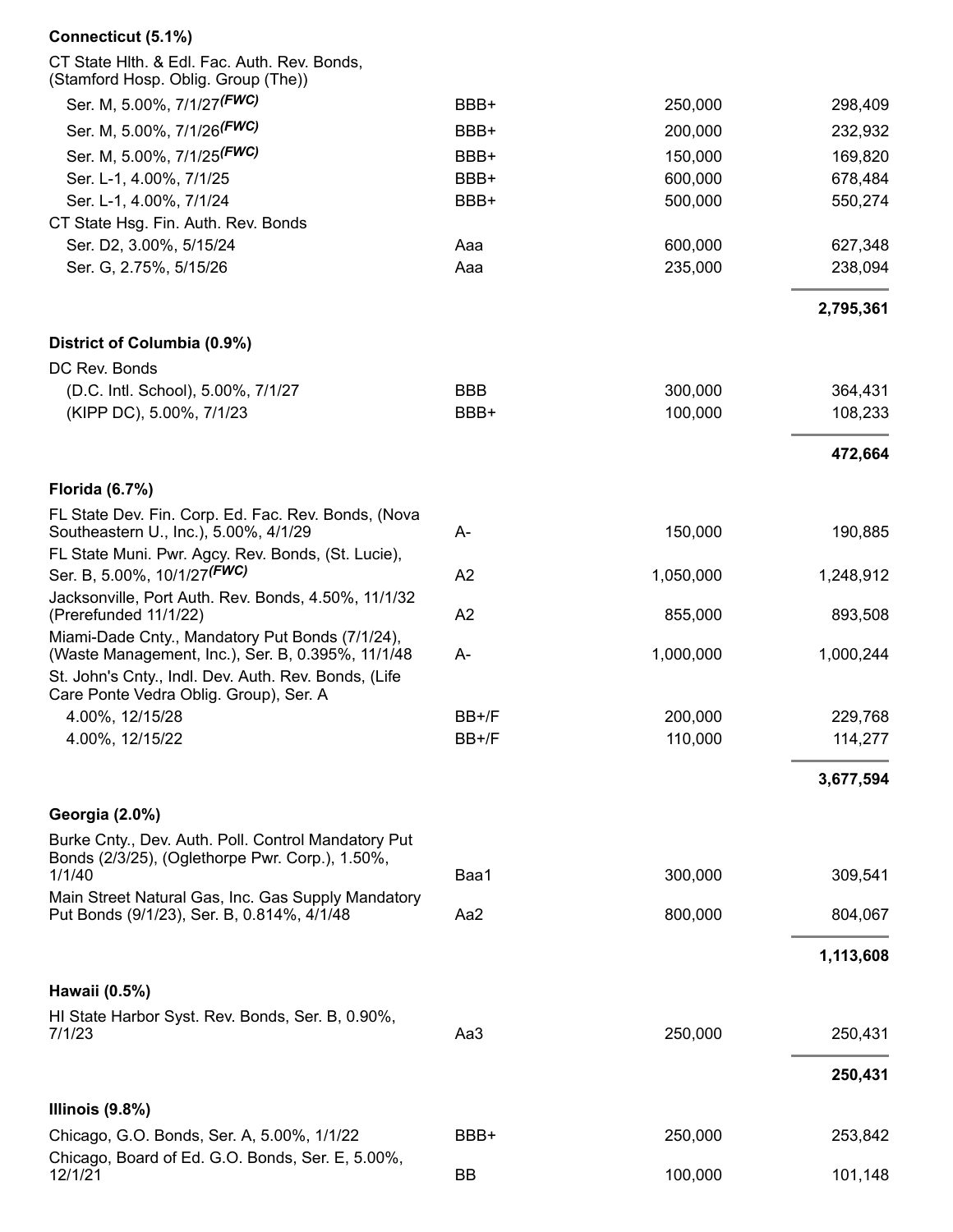| | Rating | Principal amount | Value |
|---|---|---|---|
| **Connecticut (5.1%)** | | | |
| CT State Hlth. & Edl. Fac. Auth. Rev. Bonds, (Stamford Hosp. Oblig. Group (The)) | | | |
| Ser. M, 5.00%, 7/1/27 *(FWC)* | BBB+ | 250,000 | 298,409 |
| Ser. M, 5.00%, 7/1/26 *(FWC)* | BBB+ | 200,000 | 232,932 |
| Ser. M, 5.00%, 7/1/25 *(FWC)* | BBB+ | 150,000 | 169,820 |
| Ser. L-1, 4.00%, 7/1/25 | BBB+ | 600,000 | 678,484 |
| Ser. L-1, 4.00%, 7/1/24 | BBB+ | 500,000 | 550,274 |
| CT State Hsg. Fin. Auth. Rev. Bonds | | | |
| Ser. D2, 3.00%, 5/15/24 | Aaa | 600,000 | 627,348 |
| Ser. G, 2.75%, 5/15/26 | Aaa | 235,000 | 238,094 |
| | | | **2,795,361** |
| **District of Columbia (0.9%)** | | | |
| DC Rev. Bonds | | | |
| (D.C. Intl. School), 5.00%, 7/1/27 | BBB | 300,000 | 364,431 |
| (KIPP DC), 5.00%, 7/1/23 | BBB+ | 100,000 | 108,233 |
| | | | **472,664** |
| **Florida (6.7%)** | | | |
| FL State Dev. Fin. Corp. Ed. Fac. Rev. Bonds, (Nova Southeastern U., Inc.), 5.00%, 4/1/29 | A- | 150,000 | 190,885 |
| FL State Muni. Pwr. Agcy. Rev. Bonds, (St. Lucie), Ser. B, 5.00%, 10/1/27 *(FWC)* | A2 | 1,050,000 | 1,248,912 |
| Jacksonville, Port Auth. Rev. Bonds, 4.50%, 11/1/32 (Prerefunded 11/1/22) | A2 | 855,000 | 893,508 |
| Miami-Dade Cnty., Mandatory Put Bonds (7/1/24), (Waste Management, Inc.), Ser. B, 0.395%, 11/1/48 | A- | 1,000,000 | 1,000,244 |
| St. John's Cnty., Indl. Dev. Auth. Rev. Bonds, (Life Care Ponte Vedra Oblig. Group), Ser. A | | | |
| 4.00%, 12/15/28 | BB+/F | 200,000 | 229,768 |
| 4.00%, 12/15/22 | BB+/F | 110,000 | 114,277 |
| | | | **3,677,594** |
| **Georgia (2.0%)** | | | |
| Burke Cnty., Dev. Auth. Poll. Control Mandatory Put Bonds (2/3/25), (Oglethorpe Pwr. Corp.), 1.50%, 1/1/40 | Baa1 | 300,000 | 309,541 |
| Main Street Natural Gas, Inc. Gas Supply Mandatory Put Bonds (9/1/23), Ser. B, 0.814%, 4/1/48 | Aa2 | 800,000 | 804,067 |
| | | | **1,113,608** |
| **Hawaii (0.5%)** | | | |
| HI State Harbor Syst. Rev. Bonds, Ser. B, 0.90%, 7/1/23 | Aa3 | 250,000 | 250,431 |
| | | | **250,431** |
| **Illinois (9.8%)** | | | |
| Chicago, G.O. Bonds, Ser. A, 5.00%, 1/1/22 | BBB+ | 250,000 | 253,842 |
| Chicago, Board of Ed. G.O. Bonds, Ser. E, 5.00%, 12/1/21 | BB | 100,000 | 101,148 |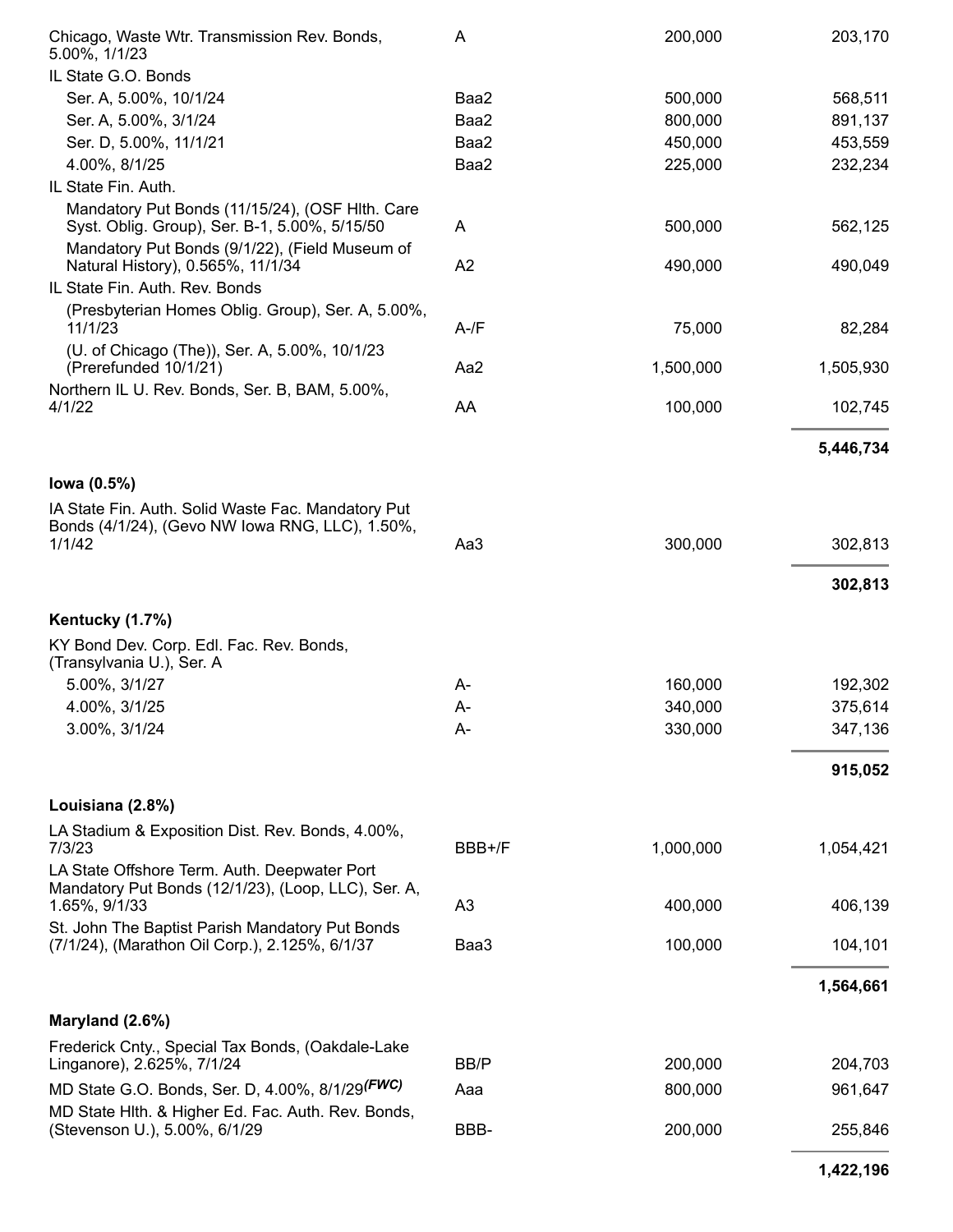| | | | |
|---|---|---|---|
| Chicago, Waste Wtr. Transmission Rev. Bonds, 5.00%, 1/1/23 | A | 200,000 | 203,170 |
| IL State G.O. Bonds | | | |
| Ser. A, 5.00%, 10/1/24 | Baa2 | 500,000 | 568,511 |
| Ser. A, 5.00%, 3/1/24 | Baa2 | 800,000 | 891,137 |
| Ser. D, 5.00%, 11/1/21 | Baa2 | 450,000 | 453,559 |
| 4.00%, 8/1/25 | Baa2 | 225,000 | 232,234 |
| IL State Fin. Auth. | | | |
| Mandatory Put Bonds (11/15/24), (OSF Hlth. Care Syst. Oblig. Group), Ser. B-1, 5.00%, 5/15/50 | A | 500,000 | 562,125 |
| Mandatory Put Bonds (9/1/22), (Field Museum of Natural History), 0.565%, 11/1/34 | A2 | 490,000 | 490,049 |
| IL State Fin. Auth. Rev. Bonds | | | |
| (Presbyterian Homes Oblig. Group), Ser. A, 5.00%, 11/1/23 | A-/F | 75,000 | 82,284 |
| (U. of Chicago (The)), Ser. A, 5.00%, 10/1/23 (Prerefunded 10/1/21) | Aa2 | 1,500,000 | 1,505,930 |
| Northern IL U. Rev. Bonds, Ser. B, BAM, 5.00%, 4/1/22 | AA | 100,000 | 102,745 |
| | | | **5,446,734** |
| **Iowa (0.5%)** | | | |
| IA State Fin. Auth. Solid Waste Fac. Mandatory Put Bonds (4/1/24), (Gevo NW Iowa RNG, LLC), 1.50%, 1/1/42 | Aa3 | 300,000 | 302,813 |
| | | | **302,813** |
| **Kentucky (1.7%)** | | | |
| KY Bond Dev. Corp. Edl. Fac. Rev. Bonds, (Transylvania U.), Ser. A | | | |
| 5.00%, 3/1/27 | A- | 160,000 | 192,302 |
| 4.00%, 3/1/25 | A- | 340,000 | 375,614 |
| 3.00%, 3/1/24 | A- | 330,000 | 347,136 |
| | | | **915,052** |
| **Louisiana (2.8%)** | | | |
| LA Stadium & Exposition Dist. Rev. Bonds, 4.00%, 7/3/23 | BBB+/F | 1,000,000 | 1,054,421 |
| LA State Offshore Term. Auth. Deepwater Port Mandatory Put Bonds (12/1/23), (Loop, LLC), Ser. A, 1.65%, 9/1/33 | A3 | 400,000 | 406,139 |
| St. John The Baptist Parish Mandatory Put Bonds (7/1/24), (Marathon Oil Corp.), 2.125%, 6/1/37 | Baa3 | 100,000 | 104,101 |
| | | | **1,564,661** |
| **Maryland (2.6%)** | | | |
| Frederick Cnty., Special Tax Bonds, (Oakdale-Lake Linganore), 2.625%, 7/1/24 | BB/P | 200,000 | 204,703 |
| MD State G.O. Bonds, Ser. D, 4.00%, 8/1/29 *(FWC)* | Aaa | 800,000 | 961,647 |
| MD State Hlth. & Higher Ed. Fac. Auth. Rev. Bonds, (Stevenson U.), 5.00%, 6/1/29 | BBB- | 200,000 | 255,846 |
| | | | **1,422,196** |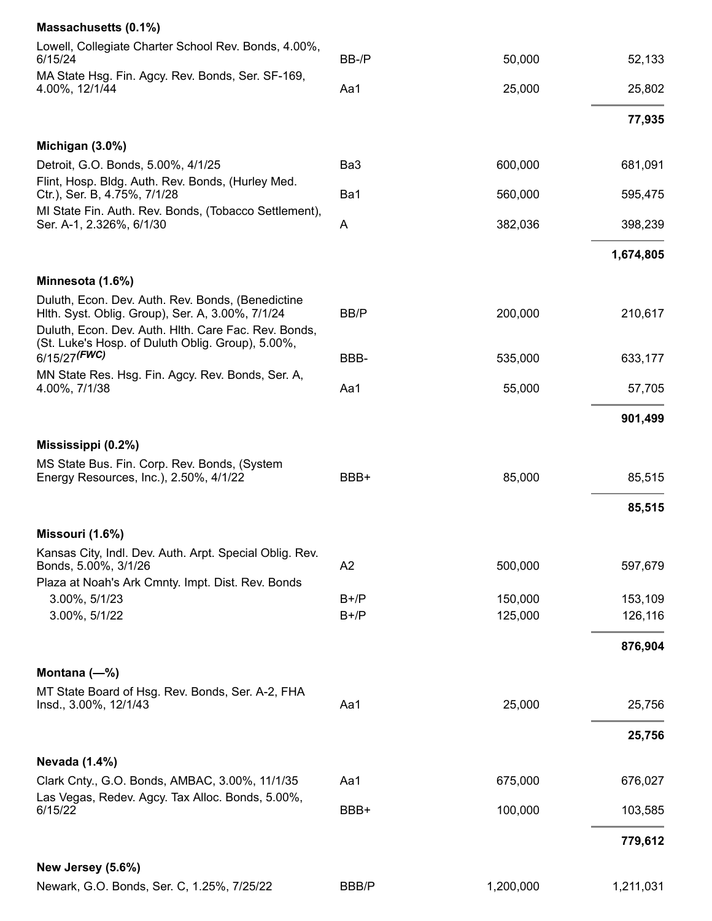| | | | |
|---|---|---|---|
| **Massachusetts (0.1%)** | | | |
| Lowell, Collegiate Charter School Rev. Bonds, 4.00%, 6/15/24 | BB-/P | 50,000 | 52,133 |
| MA State Hsg. Fin. Agcy. Rev. Bonds, Ser. SF-169, 4.00%, 12/1/44 | Aa1 | 25,000 | 25,802 |
| | | | **77,935** |
| **Michigan (3.0%)** | | | |
| Detroit, G.O. Bonds, 5.00%, 4/1/25 | Ba3 | 600,000 | 681,091 |
| Flint, Hosp. Bldg. Auth. Rev. Bonds, (Hurley Med. Ctr.), Ser. B, 4.75%, 7/1/28 | Ba1 | 560,000 | 595,475 |
| MI State Fin. Auth. Rev. Bonds, (Tobacco Settlement), Ser. A-1, 2.326%, 6/1/30 | A | 382,036 | 398,239 |
| | | | **1,674,805** |
| **Minnesota (1.6%)** | | | |
| Duluth, Econ. Dev. Auth. Rev. Bonds, (Benedictine Hlth. Syst. Oblig. Group), Ser. A, 3.00%, 7/1/24 | BB/P | 200,000 | 210,617 |
| Duluth, Econ. Dev. Auth. Hlth. Care Fac. Rev. Bonds, (St. Luke's Hosp. of Duluth Oblig. Group), 5.00%, 6/15/27 *(FWC)* | BBB- | 535,000 | 633,177 |
| MN State Res. Hsg. Fin. Agcy. Rev. Bonds, Ser. A, 4.00%, 7/1/38 | Aa1 | 55,000 | 57,705 |
| | | | **901,499** |
| **Mississippi (0.2%)** | | | |
| MS State Bus. Fin. Corp. Rev. Bonds, (System Energy Resources, Inc.), 2.50%, 4/1/22 | BBB+ | 85,000 | 85,515 |
| | | | **85,515** |
| **Missouri (1.6%)** | | | |
| Kansas City, Indl. Dev. Auth. Arpt. Special Oblig. Rev. Bonds, 5.00%, 3/1/26 | A2 | 500,000 | 597,679 |
| Plaza at Noah's Ark Cmnty. Impt. Dist. Rev. Bonds | | | |
| 3.00%, 5/1/23 | B+/P | 150,000 | 153,109 |
| 3.00%, 5/1/22 | B+/P | 125,000 | 126,116 |
| | | | **876,904** |
| **Montana (—%)** | | | |
| MT State Board of Hsg. Rev. Bonds, Ser. A-2, FHA Insd., 3.00%, 12/1/43 | Aa1 | 25,000 | 25,756 |
| | | | **25,756** |
| **Nevada (1.4%)** | | | |
| Clark Cnty., G.O. Bonds, AMBAC, 3.00%, 11/1/35 | Aa1 | 675,000 | 676,027 |
| Las Vegas, Redev. Agcy. Tax Alloc. Bonds, 5.00%, 6/15/22 | BBB+ | 100,000 | 103,585 |
| | | | **779,612** |
| **New Jersey (5.6%)** | | | |
| Newark, G.O. Bonds, Ser. C, 1.25%, 7/25/22 | BBB/P | 1,200,000 | 1,211,031 |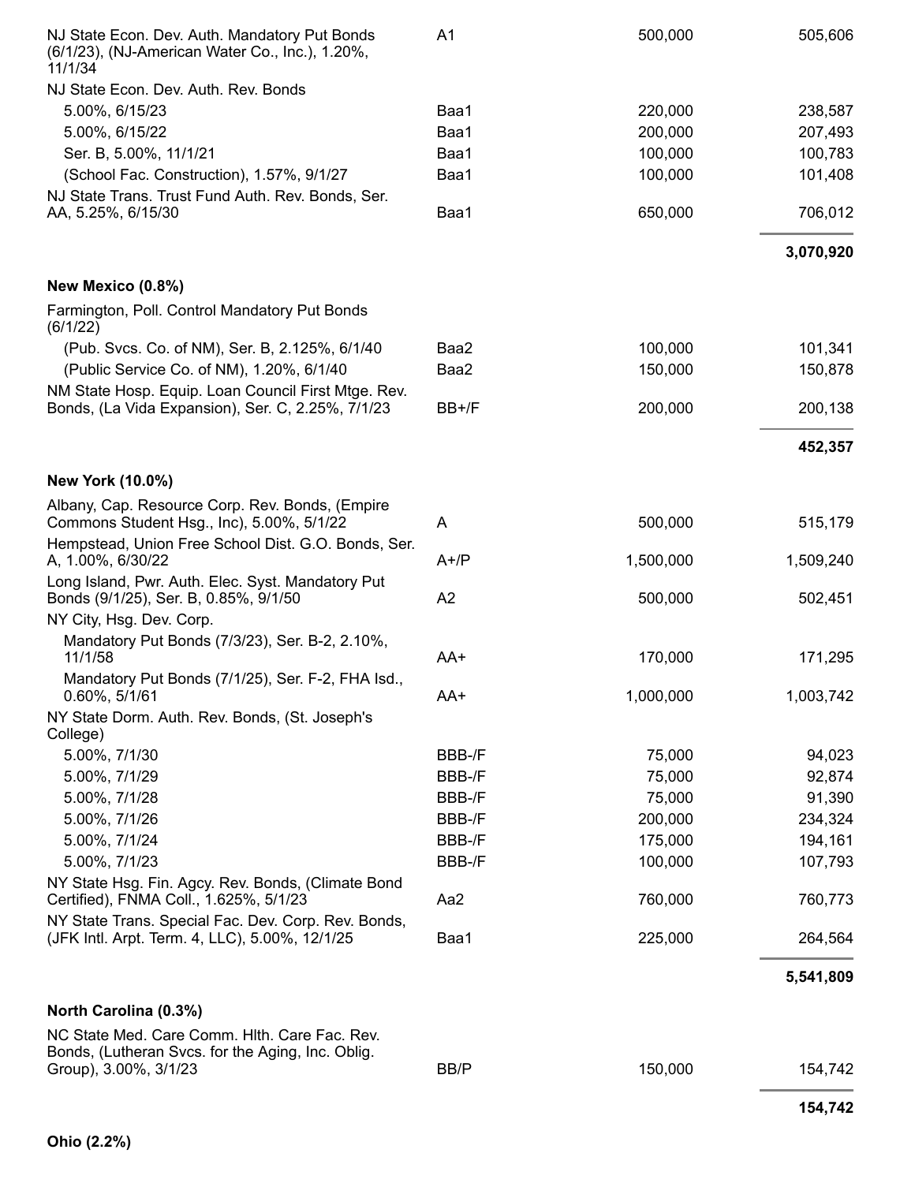| | | | |
|---|---|---|---|
| NJ State Econ. Dev. Auth. Mandatory Put Bonds (6/1/23), (NJ-American Water Co., Inc.), 1.20%, 11/1/34 | A1 | 500,000 | 505,606 |
| NJ State Econ. Dev. Auth. Rev. Bonds | | | |
| 5.00%, 6/15/23 | Baa1 | 220,000 | 238,587 |
| 5.00%, 6/15/22 | Baa1 | 200,000 | 207,493 |
| Ser. B, 5.00%, 11/1/21 | Baa1 | 100,000 | 100,783 |
| (School Fac. Construction), 1.57%, 9/1/27 | Baa1 | 100,000 | 101,408 |
| NJ State Trans. Trust Fund Auth. Rev. Bonds, Ser. AA, 5.25%, 6/15/30 | Baa1 | 650,000 | 706,012 |
| | | | **3,070,920** |
| **New Mexico (0.8%)** | | | |
| Farmington, Poll. Control Mandatory Put Bonds (6/1/22) | | | |
| (Pub. Svcs. Co. of NM), Ser. B, 2.125%, 6/1/40 | Baa2 | 100,000 | 101,341 |
| (Public Service Co. of NM), 1.20%, 6/1/40 | Baa2 | 150,000 | 150,878 |
| NM State Hosp. Equip. Loan Council First Mtge. Rev. Bonds, (La Vida Expansion), Ser. C, 2.25%, 7/1/23 | BB+/F | 200,000 | 200,138 |
| | | | **452,357** |
| **New York (10.0%)** | | | |
| Albany, Cap. Resource Corp. Rev. Bonds, (Empire Commons Student Hsg., Inc), 5.00%, 5/1/22 | A | 500,000 | 515,179 |
| Hempstead, Union Free School Dist. G.O. Bonds, Ser. A, 1.00%, 6/30/22 | A+/P | 1,500,000 | 1,509,240 |
| Long Island, Pwr. Auth. Elec. Syst. Mandatory Put Bonds (9/1/25), Ser. B, 0.85%, 9/1/50 | A2 | 500,000 | 502,451 |
| NY City, Hsg. Dev. Corp. | | | |
| Mandatory Put Bonds (7/3/23), Ser. B-2, 2.10%, 11/1/58 | AA+ | 170,000 | 171,295 |
| Mandatory Put Bonds (7/1/25), Ser. F-2, FHA Isd., 0.60%, 5/1/61 | AA+ | 1,000,000 | 1,003,742 |
| NY State Dorm. Auth. Rev. Bonds, (St. Joseph's College) | | | |
| 5.00%, 7/1/30 | BBB-/F | 75,000 | 94,023 |
| 5.00%, 7/1/29 | BBB-/F | 75,000 | 92,874 |
| 5.00%, 7/1/28 | BBB-/F | 75,000 | 91,390 |
| 5.00%, 7/1/26 | BBB-/F | 200,000 | 234,324 |
| 5.00%, 7/1/24 | BBB-/F | 175,000 | 194,161 |
| 5.00%, 7/1/23 | BBB-/F | 100,000 | 107,793 |
| NY State Hsg. Fin. Agcy. Rev. Bonds, (Climate Bond Certified), FNMA Coll., 1.625%, 5/1/23 | Aa2 | 760,000 | 760,773 |
| NY State Trans. Special Fac. Dev. Corp. Rev. Bonds, (JFK Intl. Arpt. Term. 4, LLC), 5.00%, 12/1/25 | Baa1 | 225,000 | 264,564 |
| | | | **5,541,809** |
| **North Carolina (0.3%)** | | | |
| NC State Med. Care Comm. Hlth. Care Fac. Rev. Bonds, (Lutheran Svcs. for the Aging, Inc. Oblig. Group), 3.00%, 3/1/23 | BB/P | 150,000 | 154,742 |
| | | | **154,742** |
| **Ohio (2.2%)** | | | |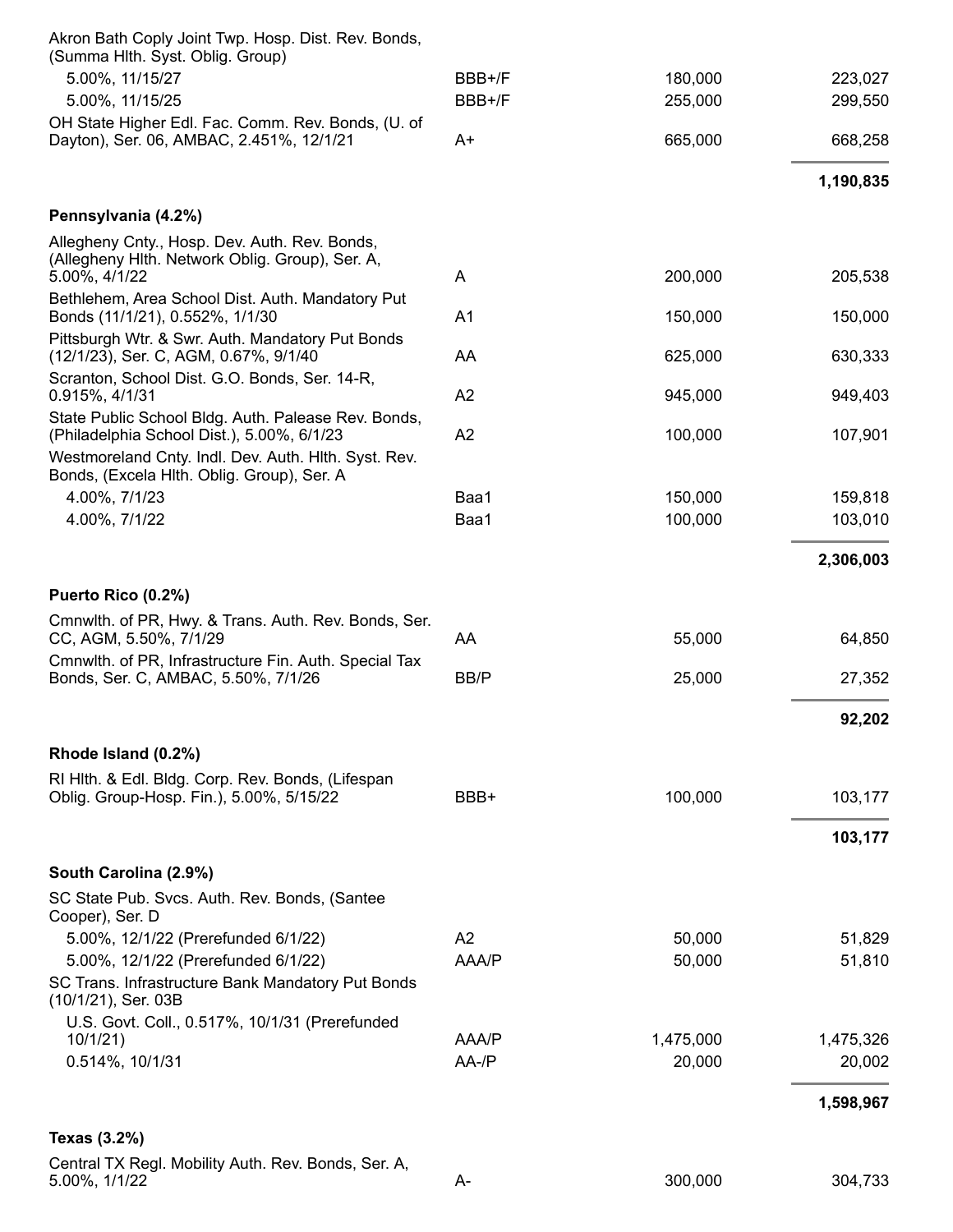| | | | |
|---|---|---|---|
| Akron Bath Coply Joint Twp. Hosp. Dist. Rev. Bonds, (Summa Hlth. Syst. Oblig. Group) | | | |
| 5.00%, 11/15/27 | BBB+/F | 180,000 | 223,027 |
| 5.00%, 11/15/25 | BBB+/F | 255,000 | 299,550 |
| OH State Higher Edl. Fac. Comm. Rev. Bonds, (U. of Dayton), Ser. 06, AMBAC, 2.451%, 12/1/21 | A+ | 665,000 | 668,258 |
| | | | **1,190,835** |
| **Pennsylvania (4.2%)** | | | |
| Allegheny Cnty., Hosp. Dev. Auth. Rev. Bonds, (Allegheny Hlth. Network Oblig. Group), Ser. A, 5.00%, 4/1/22 | A | 200,000 | 205,538 |
| Bethlehem, Area School Dist. Auth. Mandatory Put Bonds (11/1/21), 0.552%, 1/1/30 | A1 | 150,000 | 150,000 |
| Pittsburgh Wtr. & Swr. Auth. Mandatory Put Bonds (12/1/23), Ser. C, AGM, 0.67%, 9/1/40 | AA | 625,000 | 630,333 |
| Scranton, School Dist. G.O. Bonds, Ser. 14-R, 0.915%, 4/1/31 | A2 | 945,000 | 949,403 |
| State Public School Bldg. Auth. Palease Rev. Bonds, (Philadelphia School Dist.), 5.00%, 6/1/23 | A2 | 100,000 | 107,901 |
| Westmoreland Cnty. Indl. Dev. Auth. Hlth. Syst. Rev. Bonds, (Excela Hlth. Oblig. Group), Ser. A | | | |
| 4.00%, 7/1/23 | Baa1 | 150,000 | 159,818 |
| 4.00%, 7/1/22 | Baa1 | 100,000 | 103,010 |
| | | | **2,306,003** |
| **Puerto Rico (0.2%)** | | | |
| Cmnwlth. of PR, Hwy. & Trans. Auth. Rev. Bonds, Ser. CC, AGM, 5.50%, 7/1/29 | AA | 55,000 | 64,850 |
| Cmnwlth. of PR, Infrastructure Fin. Auth. Special Tax Bonds, Ser. C, AMBAC, 5.50%, 7/1/26 | BB/P | 25,000 | 27,352 |
| | | | **92,202** |
| **Rhode Island (0.2%)** | | | |
| RI Hlth. & Edl. Bldg. Corp. Rev. Bonds, (Lifespan Oblig. Group-Hosp. Fin.), 5.00%, 5/15/22 | BBB+ | 100,000 | 103,177 |
| | | | **103,177** |
| **South Carolina (2.9%)** | | | |
| SC State Pub. Svcs. Auth. Rev. Bonds, (Santee Cooper), Ser. D | | | |
| 5.00%, 12/1/22 (Prerefunded 6/1/22) | A2 | 50,000 | 51,829 |
| 5.00%, 12/1/22 (Prerefunded 6/1/22) | AAA/P | 50,000 | 51,810 |
| SC Trans. Infrastructure Bank Mandatory Put Bonds (10/1/21), Ser. 03B | | | |
| U.S. Govt. Coll., 0.517%, 10/1/31 (Prerefunded 10/1/21) | AAA/P | 1,475,000 | 1,475,326 |
| 0.514%, 10/1/31 | AA-/P | 20,000 | 20,002 |
| | | | **1,598,967** |
| **Texas (3.2%)** | | | |
| Central TX Regl. Mobility Auth. Rev. Bonds, Ser. A, 5.00%, 1/1/22 | A- | 300,000 | 304,733 |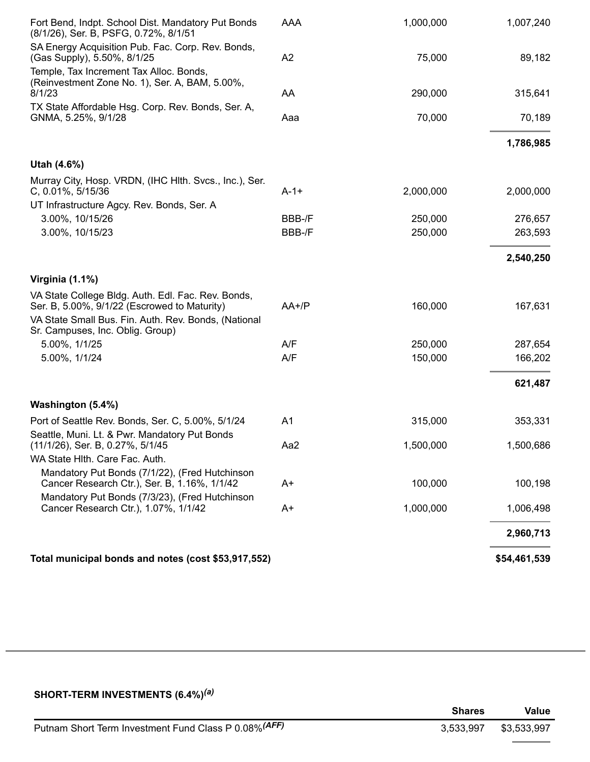| | | | |
|---|---|---|---|
| Fort Bend, Indpt. School Dist. Mandatory Put Bonds (8/1/26), Ser. B, PSFG, 0.72%, 8/1/51 | AAA | 1,000,000 | 1,007,240 |
| SA Energy Acquisition Pub. Fac. Corp. Rev. Bonds, (Gas Supply), 5.50%, 8/1/25 | A2 | 75,000 | 89,182 |
| Temple, Tax Increment Tax Alloc. Bonds, (Reinvestment Zone No. 1), Ser. A, BAM, 5.00%, 8/1/23 | AA | 290,000 | 315,641 |
| TX State Affordable Hsg. Corp. Rev. Bonds, Ser. A, GNMA, 5.25%, 9/1/28 | Aaa | 70,000 | 70,189 |
| | | | **1,786,985** |
| **Utah (4.6%)** | | | |
| Murray City, Hosp. VRDN, (IHC Hlth. Svcs., Inc.), Ser. C, 0.01%, 5/15/36 | A-1+ | 2,000,000 | 2,000,000 |
| UT Infrastructure Agcy. Rev. Bonds, Ser. A | | | |
| 3.00%, 10/15/26 | BBB-/F | 250,000 | 276,657 |
| 3.00%, 10/15/23 | BBB-/F | 250,000 | 263,593 |
| | | | **2,540,250** |
| **Virginia (1.1%)** | | | |
| VA State College Bldg. Auth. Edl. Fac. Rev. Bonds, Ser. B, 5.00%, 9/1/22 (Escrowed to Maturity) | AA+/P | 160,000 | 167,631 |
| VA State Small Bus. Fin. Auth. Rev. Bonds, (National Sr. Campuses, Inc. Oblig. Group) | | | |
| 5.00%, 1/1/25 | A/F | 250,000 | 287,654 |
| 5.00%, 1/1/24 | A/F | 150,000 | 166,202 |
| | | | **621,487** |
| **Washington (5.4%)** | | | |
| Port of Seattle Rev. Bonds, Ser. C, 5.00%, 5/1/24 | A1 | 315,000 | 353,331 |
| Seattle, Muni. Lt. & Pwr. Mandatory Put Bonds (11/1/26), Ser. B, 0.27%, 5/1/45 | Aa2 | 1,500,000 | 1,500,686 |
| WA State Hlth. Care Fac. Auth. | | | |
| Mandatory Put Bonds (7/1/22), (Fred Hutchinson Cancer Research Ctr.), Ser. B, 1.16%, 1/1/42 | A+ | 100,000 | 100,198 |
| Mandatory Put Bonds (7/3/23), (Fred Hutchinson Cancer Research Ctr.), 1.07%, 1/1/42 | A+ | 1,000,000 | 1,006,498 |
| | | | **2,960,713** |
| **Total municipal bonds and notes (cost $53,917,552)** | | | **$54,461,539** |

**SHORT-TERM INVESTMENTS (6.4%)[(a)]**

| | Shares | Value |
|---|---|---|
| Putnam Short Term Investment Fund Class P 0.08%[(AFF)] | 3,533,997 | $3,533,997 |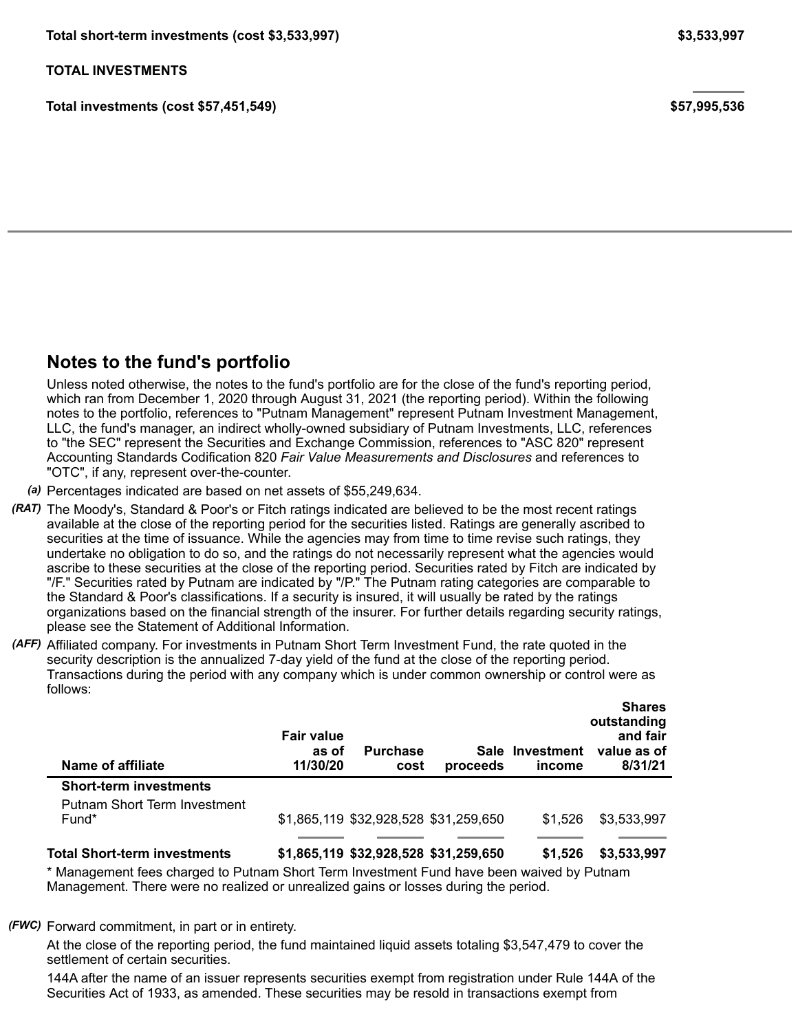| | |
|---|---|
| **Total short-term investments (cost $3,533,997)** | **$3,533,997** |
| **TOTAL INVESTMENTS** | |
| **Total investments (cost $57,451,549)** | **$57,995,536** |

## Notes to the fund's portfolio

Unless noted otherwise, the notes to the fund's portfolio are for the close of the fund's reporting period, which ran from December 1, 2020 through August 31, 2021 (the reporting period). Within the following notes to the portfolio, references to "Putnam Management" represent Putnam Investment Management, LLC, the fund's manager, an indirect wholly-owned subsidiary of Putnam Investments, LLC, references to "the SEC" represent the Securities and Exchange Commission, references to "ASC 820" represent Accounting Standards Codification 820 *Fair Value Measurements and Disclosures* and references to "OTC", if any, represent over-the-counter.

*(a)* Percentages indicated are based on net assets of $55,249,634.

*(RAT)* The Moody's, Standard & Poor's or Fitch ratings indicated are believed to be the most recent ratings available at the close of the reporting period for the securities listed. Ratings are generally ascribed to securities at the time of issuance. While the agencies may from time to time revise such ratings, they undertake no obligation to do so, and the ratings do not necessarily represent what the agencies would ascribe to these securities at the close of the reporting period. Securities rated by Fitch are indicated by "/F." Securities rated by Putnam are indicated by "/P." The Putnam rating categories are comparable to the Standard & Poor's classifications. If a security is insured, it will usually be rated by the ratings organizations based on the financial strength of the insurer. For further details regarding security ratings, please see the Statement of Additional Information.

*(AFF)* Affiliated company. For investments in Putnam Short Term Investment Fund, the rate quoted in the security description is the annualized 7-day yield of the fund at the close of the reporting period. Transactions during the period with any company which is under common ownership or control were as follows:

| Name of affiliate | Fair value as of 11/30/20 | Purchase cost | Sale proceeds | Investment income | Shares outstanding and fair value as of 8/31/21 |
|---|---|---|---|---|---|
| **Short-term investments** | | | | | |
| Putnam Short Term Investment Fund* | $1,865,119 | $32,928,528 | $31,259,650 | $1,526 | $3,533,997 |
| **Total Short-term investments** | **$1,865,119** | **$32,928,528** | **$31,259,650** | **$1,526** | **$3,533,997** |

* Management fees charged to Putnam Short Term Investment Fund have been waived by Putnam Management. There were no realized or unrealized gains or losses during the period.

*(FWC)* Forward commitment, in part or in entirety.

At the close of the reporting period, the fund maintained liquid assets totaling $3,547,479 to cover the settlement of certain securities.

144A after the name of an issuer represents securities exempt from registration under Rule 144A of the Securities Act of 1933, as amended. These securities may be resold in transactions exempt from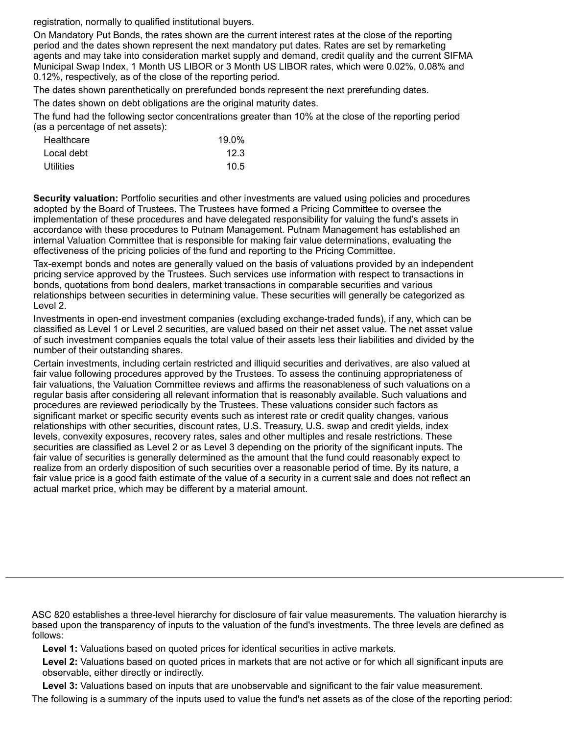registration, normally to qualified institutional buyers.

On Mandatory Put Bonds, the rates shown are the current interest rates at the close of the reporting period and the dates shown represent the next mandatory put dates. Rates are set by remarketing agents and may take into consideration market supply and demand, credit quality and the current SIFMA Municipal Swap Index, 1 Month US LIBOR or 3 Month US LIBOR rates, which were 0.02%, 0.08% and 0.12%, respectively, as of the close of the reporting period.

The dates shown parenthetically on prerefunded bonds represent the next prerefunding dates.

The dates shown on debt obligations are the original maturity dates.

The fund had the following sector concentrations greater than 10% at the close of the reporting period (as a percentage of net assets):

| | |
|---|---|
| Healthcare | 19.0% |
| Local debt | 12.3 |
| Utilities | 10.5 |

**Security valuation:** Portfolio securities and other investments are valued using policies and procedures adopted by the Board of Trustees. The Trustees have formed a Pricing Committee to oversee the implementation of these procedures and have delegated responsibility for valuing the fund's assets in accordance with these procedures to Putnam Management. Putnam Management has established an internal Valuation Committee that is responsible for making fair value determinations, evaluating the effectiveness of the pricing policies of the fund and reporting to the Pricing Committee.

Tax-exempt bonds and notes are generally valued on the basis of valuations provided by an independent pricing service approved by the Trustees. Such services use information with respect to transactions in bonds, quotations from bond dealers, market transactions in comparable securities and various relationships between securities in determining value. These securities will generally be categorized as Level 2.

Investments in open-end investment companies (excluding exchange-traded funds), if any, which can be classified as Level 1 or Level 2 securities, are valued based on their net asset value. The net asset value of such investment companies equals the total value of their assets less their liabilities and divided by the number of their outstanding shares.

Certain investments, including certain restricted and illiquid securities and derivatives, are also valued at fair value following procedures approved by the Trustees. To assess the continuing appropriateness of fair valuations, the Valuation Committee reviews and affirms the reasonableness of such valuations on a regular basis after considering all relevant information that is reasonably available. Such valuations and procedures are reviewed periodically by the Trustees. These valuations consider such factors as significant market or specific security events such as interest rate or credit quality changes, various relationships with other securities, discount rates, U.S. Treasury, U.S. swap and credit yields, index levels, convexity exposures, recovery rates, sales and other multiples and resale restrictions. These securities are classified as Level 2 or as Level 3 depending on the priority of the significant inputs. The fair value of securities is generally determined as the amount that the fund could reasonably expect to realize from an orderly disposition of such securities over a reasonable period of time. By its nature, a fair value price is a good faith estimate of the value of a security in a current sale and does not reflect an actual market price, which may be different by a material amount.

---

ASC 820 establishes a three-level hierarchy for disclosure of fair value measurements. The valuation hierarchy is based upon the transparency of inputs to the valuation of the fund's investments. The three levels are defined as follows:

**Level 1:** Valuations based on quoted prices for identical securities in active markets.

**Level 2:** Valuations based on quoted prices in markets that are not active or for which all significant inputs are observable, either directly or indirectly.

**Level 3:** Valuations based on inputs that are unobservable and significant to the fair value measurement.

The following is a summary of the inputs used to value the fund's net assets as of the close of the reporting period: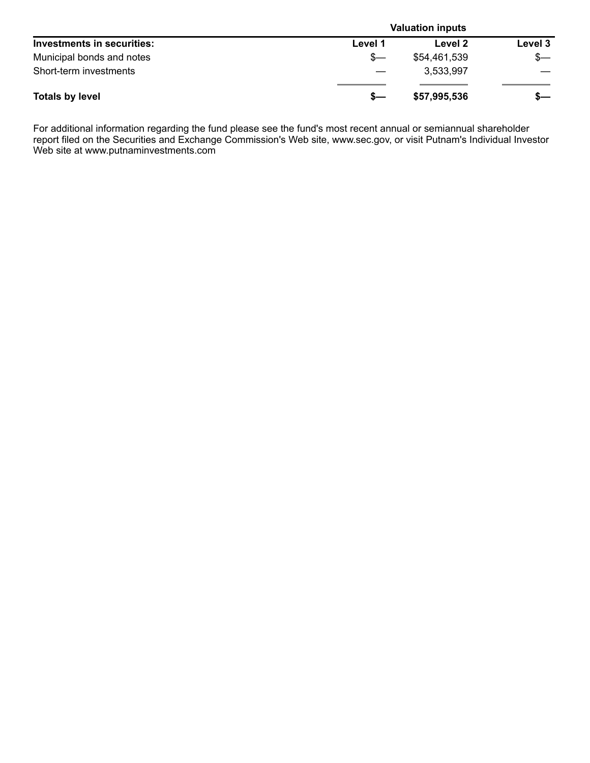| | Valuation inputs | | |
|---|---|---|---|
| **Investments in securities:** | **Level 1** | **Level 2** | **Level 3** |
| Municipal bonds and notes | $— | $54,461,539 | $— |
| Short-term investments | — | 3,533,997 | — |
| **Totals by level** | **$—** | **$57,995,536** | **$—** |

For additional information regarding the fund please see the fund's most recent annual or semiannual shareholder report filed on the Securities and Exchange Commission's Web site, www.sec.gov, or visit Putnam's Individual Investor Web site at www.putnaminvestments.com